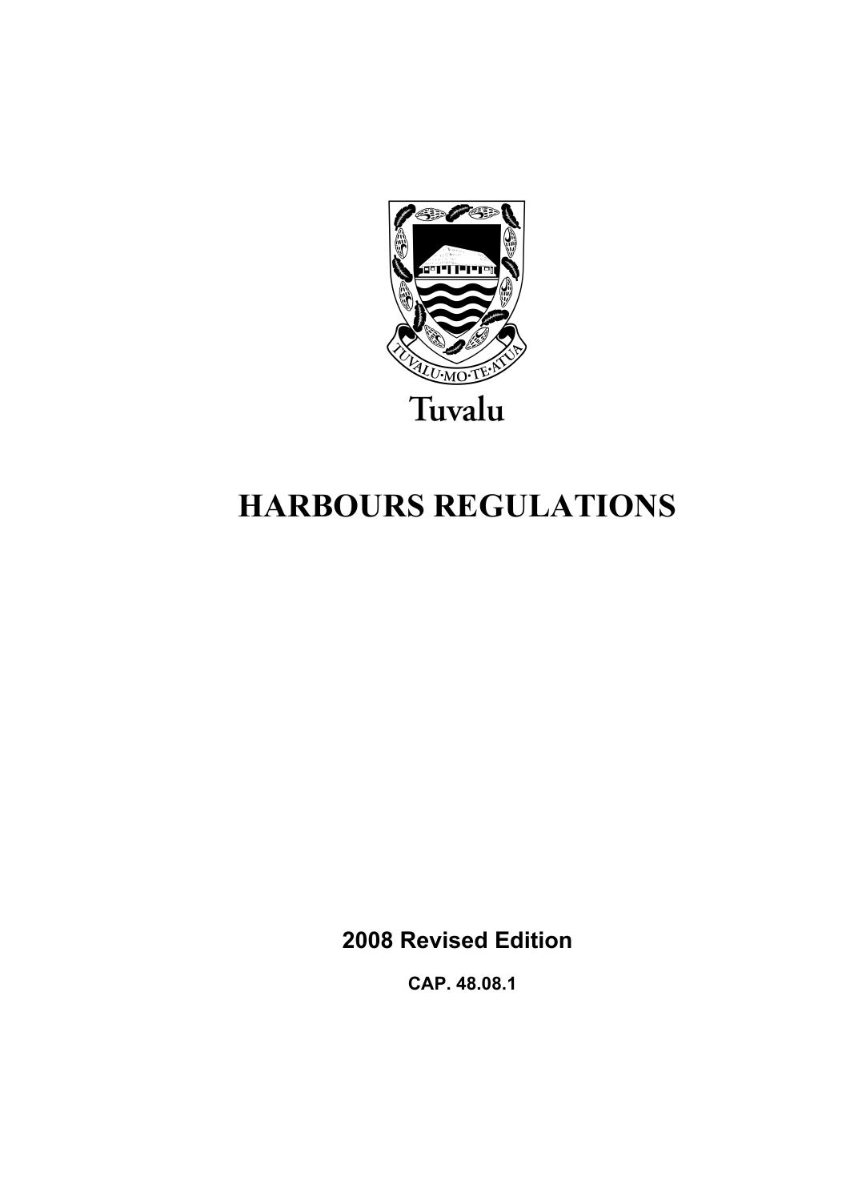TUVALU·MO·TE·ATUA

Tuvalu

# HARBOURS REGULATIONS

**2008 Revised Edition**

**CAP. 48.08.1**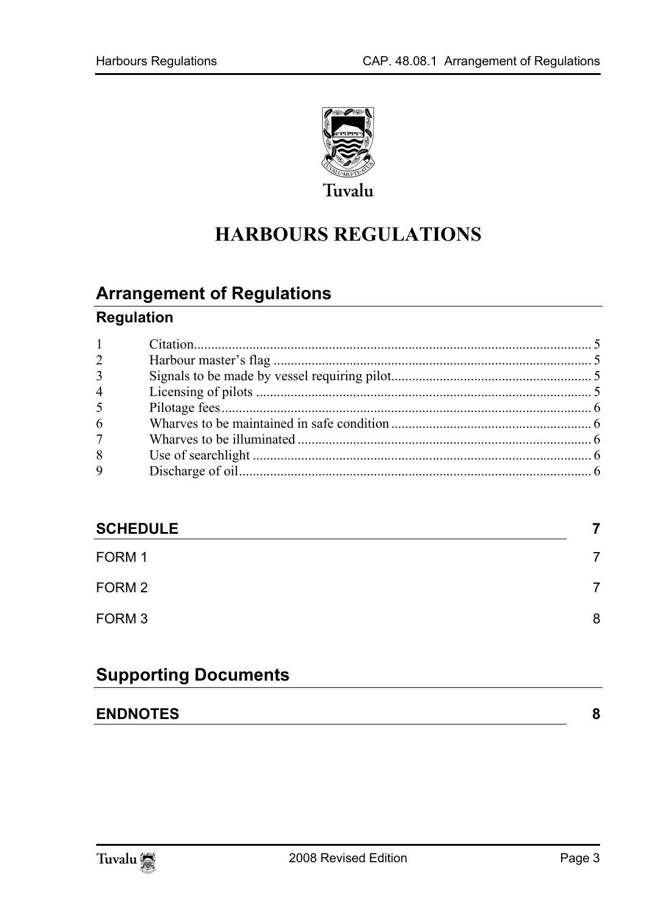Tuvalu

# HARBOURS REGULATIONS

## Arrangement of Regulations

### Regulation

| | | |
|---|---|---|
| 1 | Citation | 5 |
| 2 | Harbour master's flag | 5 |
| 3 | Signals to be made by vessel requiring pilot | 5 |
| 4 | Licensing of pilots | 5 |
| 5 | Pilotage fees | 6 |
| 6 | Wharves to be maintained in safe condition | 6 |
| 7 | Wharves to be illuminated | 6 |
| 8 | Use of searchlight | 6 |
| 9 | Discharge of oil | 6 |

**SCHEDULE** 7

FORM 1 7

FORM 2 7

FORM 3 8

## Supporting Documents

**ENDNOTES** 8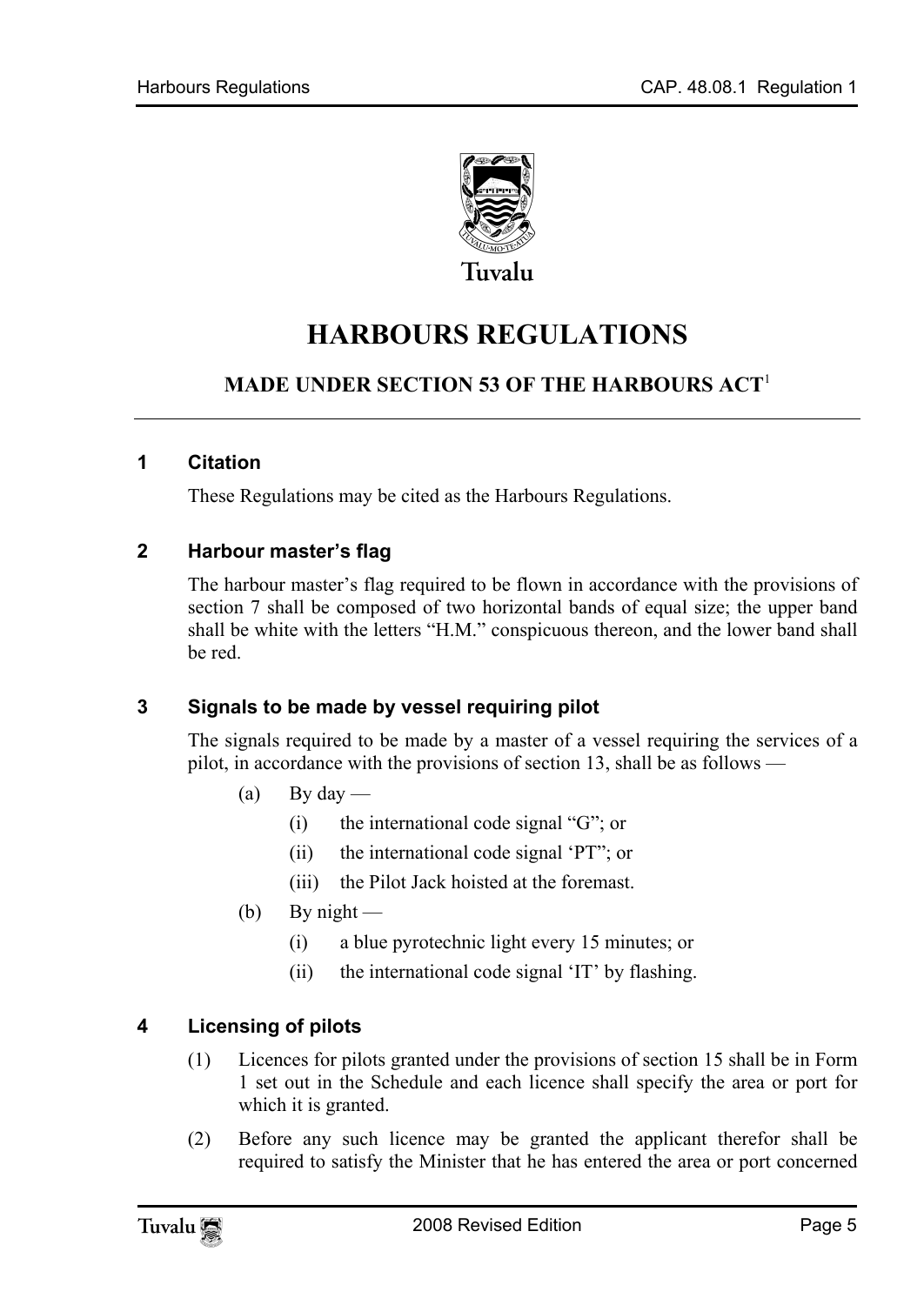Tuvalu

# HARBOURS REGULATIONS

## MADE UNDER SECTION 53 OF THE HARBOURS ACT[1]

### 1 Citation

These Regulations may be cited as the Harbours Regulations.

### 2 Harbour master's flag

The harbour master's flag required to be flown in accordance with the provisions of section 7 shall be composed of two horizontal bands of equal size; the upper band shall be white with the letters "H.M." conspicuous thereon, and the lower band shall be red.

### 3 Signals to be made by vessel requiring pilot

The signals required to be made by a master of a vessel requiring the services of a pilot, in accordance with the provisions of section 13, shall be as follows —

(a) By day —

(i) the international code signal "G"; or

(ii) the international code signal 'PT"; or

(iii) the Pilot Jack hoisted at the foremast.

(b) By night —

(i) a blue pyrotechnic light every 15 minutes; or

(ii) the international code signal 'IT' by flashing.

### 4 Licensing of pilots

(1) Licences for pilots granted under the provisions of section 15 shall be in Form 1 set out in the Schedule and each licence shall specify the area or port for which it is granted.

(2) Before any such licence may be granted the applicant therefor shall be required to satisfy the Minister that he has entered the area or port concerned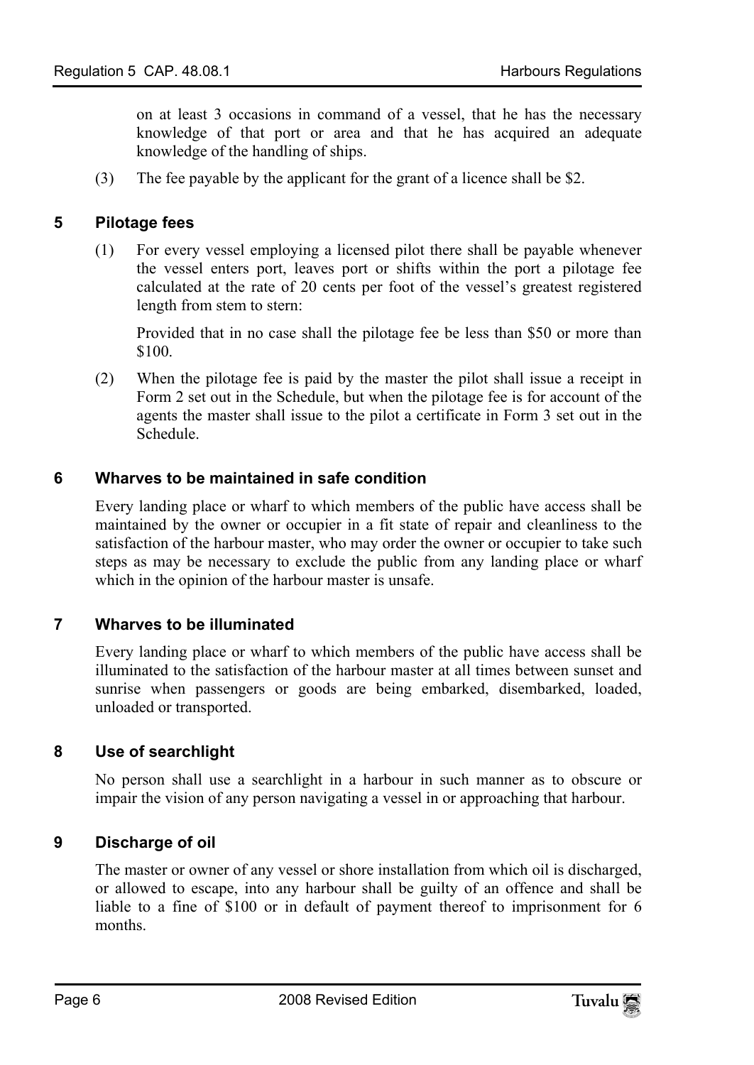on at least 3 occasions in command of a vessel, that he has the necessary knowledge of that port or area and that he has acquired an adequate knowledge of the handling of ships.

(3) The fee payable by the applicant for the grant of a licence shall be $2.

## 5 Pilotage fees

(1) For every vessel employing a licensed pilot there shall be payable whenever the vessel enters port, leaves port or shifts within the port a pilotage fee calculated at the rate of 20 cents per foot of the vessel's greatest registered length from stem to stern:

Provided that in no case shall the pilotage fee be less than $50 or more than $100.

(2) When the pilotage fee is paid by the master the pilot shall issue a receipt in Form 2 set out in the Schedule, but when the pilotage fee is for account of the agents the master shall issue to the pilot a certificate in Form 3 set out in the Schedule.

## 6 Wharves to be maintained in safe condition

Every landing place or wharf to which members of the public have access shall be maintained by the owner or occupier in a fit state of repair and cleanliness to the satisfaction of the harbour master, who may order the owner or occupier to take such steps as may be necessary to exclude the public from any landing place or wharf which in the opinion of the harbour master is unsafe.

## 7 Wharves to be illuminated

Every landing place or wharf to which members of the public have access shall be illuminated to the satisfaction of the harbour master at all times between sunset and sunrise when passengers or goods are being embarked, disembarked, loaded, unloaded or transported.

## 8 Use of searchlight

No person shall use a searchlight in a harbour in such manner as to obscure or impair the vision of any person navigating a vessel in or approaching that harbour.

## 9 Discharge of oil

The master or owner of any vessel or shore installation from which oil is discharged, or allowed to escape, into any harbour shall be guilty of an offence and shall be liable to a fine of $100 or in default of payment thereof to imprisonment for 6 months.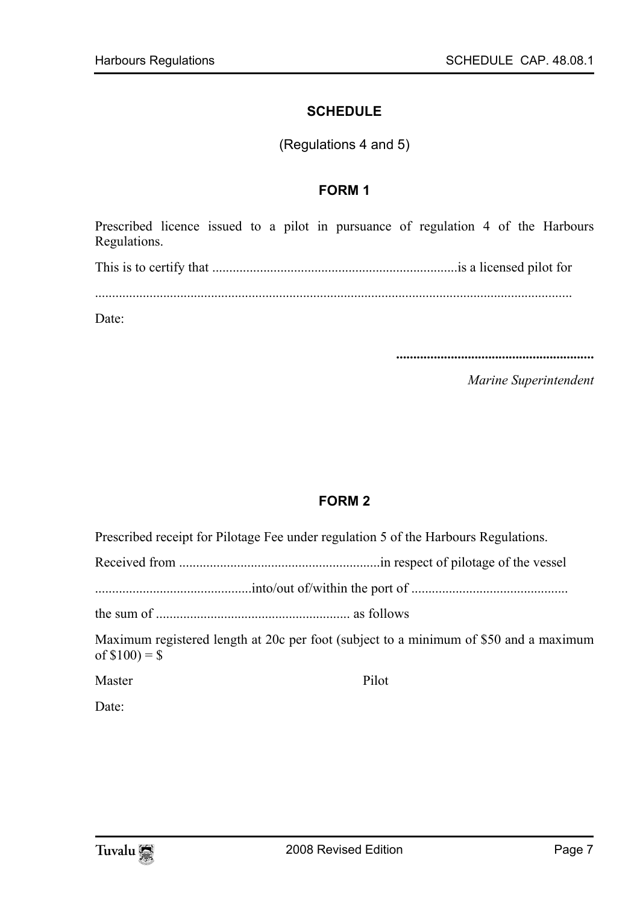# SCHEDULE

(Regulations 4 and 5)

## FORM 1

Prescribed licence issued to a pilot in pursuance of regulation 4 of the Harbours Regulations.

This is to certify that ........................................................................is a licensed pilot for

..........................................................................................................................................

Date:

..........................................................

*Marine Superintendent*

## FORM 2

Prescribed receipt for Pilotage Fee under regulation 5 of the Harbours Regulations.

Received from ...........................................................in respect of pilotage of the vessel

..............................................into/out of/within the port of .............................................

the sum of ......................................................... as follows

Maximum registered length at 20c per foot (subject to a minimum of $50 and a maximum of $100) = $

Master                                        Pilot

Date: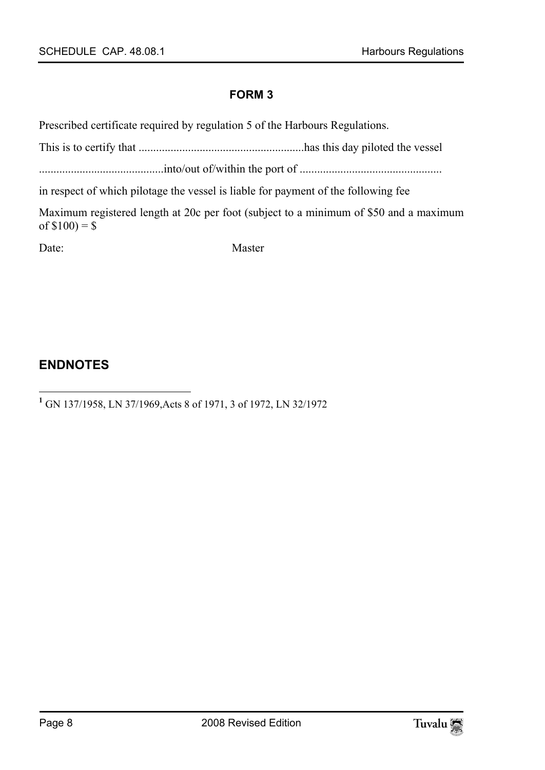## FORM 3

Prescribed certificate required by regulation 5 of the Harbours Regulations.

This is to certify that ........................................................has this day piloted the vessel

..........................................into/out of/within the port of .................................................

in respect of which pilotage the vessel is liable for payment of the following fee

Maximum registered length at 20c per foot (subject to a minimum of $50 and a maximum of $100) = $

Date: Master

## ENDNOTES

[1] GN 137/1958, LN 37/1969,Acts 8 of 1971, 3 of 1972, LN 32/1972